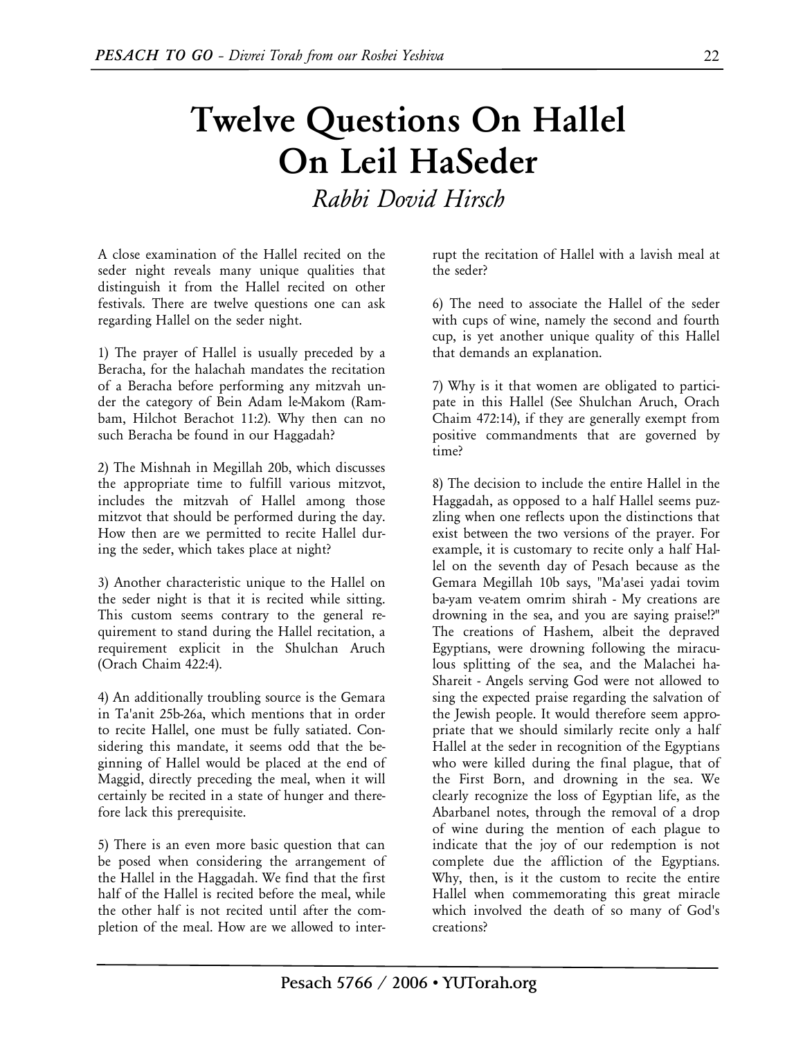# Twelve Questions On Hallel On Leil HaSeder

*Rabbi Dovid Hirsch*

A close examination of the Hallel recited on the seder night reveals many unique qualities that distinguish it from the Hallel recited on other festivals. There are twelve questions one can ask regarding Hallel on the seder night.

1) The prayer of Hallel is usually preceded by a Beracha, for the halachah mandates the recitation of a Beracha before performing any mitzvah under the category of Bein Adam le-Makom (Rambam, Hilchot Berachot 11:2). Why then can no such Beracha be found in our Haggadah?

2) The Mishnah in Megillah 20b, which discusses the appropriate time to fulfill various mitzvot, includes the mitzvah of Hallel among those mitzvot that should be performed during the day. How then are we permitted to recite Hallel during the seder, which takes place at night?

3) Another characteristic unique to the Hallel on the seder night is that it is recited while sitting. This custom seems contrary to the general requirement to stand during the Hallel recitation, a requirement explicit in the Shulchan Aruch (Orach Chaim 422:4).

4) An additionally troubling source is the Gemara in Ta'anit 25b-26a, which mentions that in order to recite Hallel, one must be fully satiated. Considering this mandate, it seems odd that the beginning of Hallel would be placed at the end of Maggid, directly preceding the meal, when it will certainly be recited in a state of hunger and therefore lack this prerequisite.

5) There is an even more basic question that can be posed when considering the arrangement of the Hallel in the Haggadah. We find that the first half of the Hallel is recited before the meal, while the other half is not recited until after the completion of the meal. How are we allowed to interrupt the recitation of Hallel with a lavish meal at the seder?

6) The need to associate the Hallel of the seder with cups of wine, namely the second and fourth cup, is yet another unique quality of this Hallel that demands an explanation.

7) Why is it that women are obligated to participate in this Hallel (See Shulchan Aruch, Orach Chaim 472:14), if they are generally exempt from positive commandments that are governed by time?

8) The decision to include the entire Hallel in the Haggadah, as opposed to a half Hallel seems puzzling when one reflects upon the distinctions that exist between the two versions of the prayer. For example, it is customary to recite only a half Hallel on the seventh day of Pesach because as the Gemara Megillah 10b says, "Ma'asei yadai tovim ba-yam ve-atem omrim shirah - My creations are drowning in the sea, and you are saying praise!?" The creations of Hashem, albeit the depraved Egyptians, were drowning following the miraculous splitting of the sea, and the Malachei ha-Shareit - Angels serving God were not allowed to sing the expected praise regarding the salvation of the Jewish people. It would therefore seem appropriate that we should similarly recite only a half Hallel at the seder in recognition of the Egyptians who were killed during the final plague, that of the First Born, and drowning in the sea. We clearly recognize the loss of Egyptian life, as the Abarbanel notes, through the removal of a drop of wine during the mention of each plague to indicate that the joy of our redemption is not complete due the affliction of the Egyptians. Why, then, is it the custom to recite the entire Hallel when commemorating this great miracle which involved the death of so many of God's creations?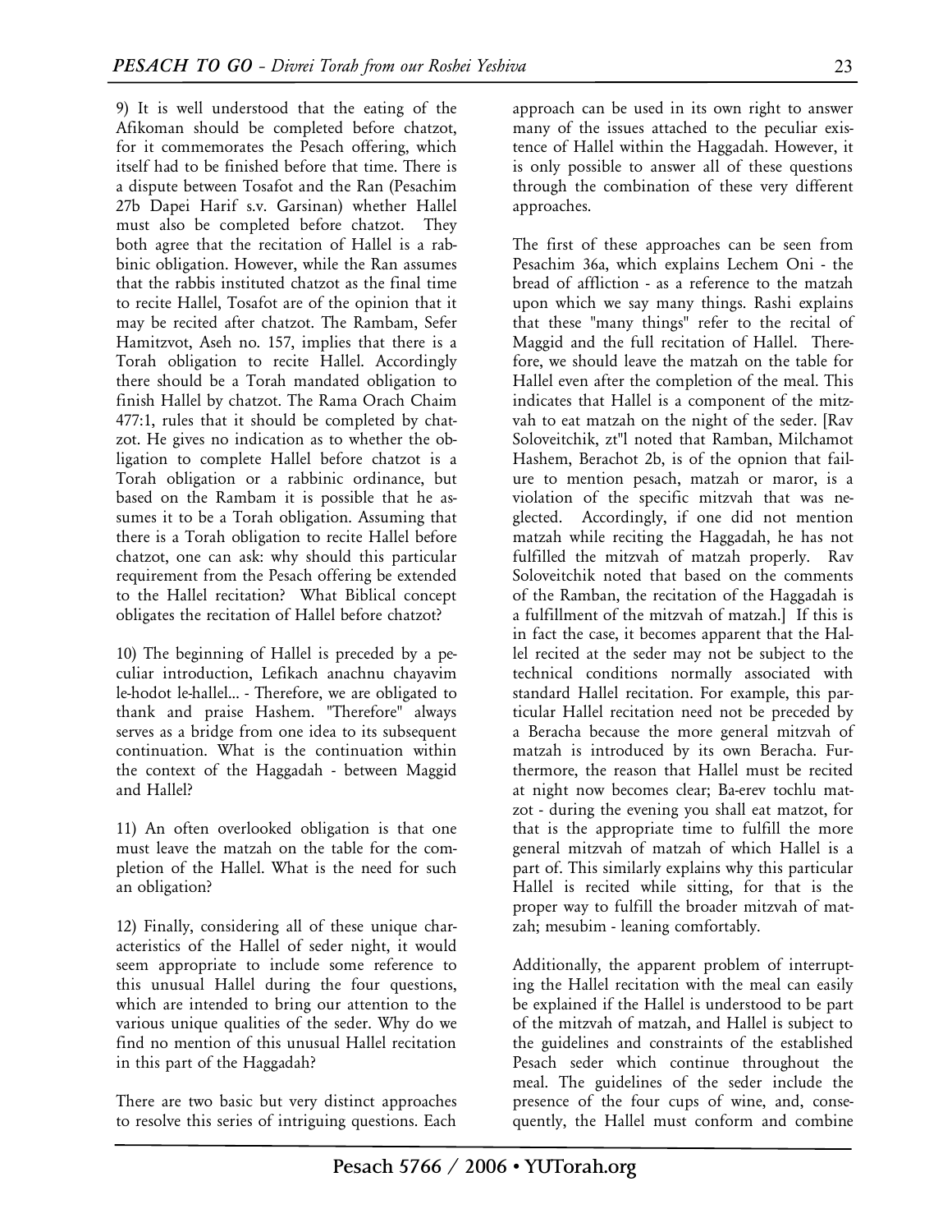9) It is well understood that the eating of the Afikoman should be completed before chatzot, for it commemorates the Pesach offering, which itself had to be finished before that time. There is a dispute between Tosafot and the Ran (Pesachim 27b Dapei Harif s.v. Garsinan) whether Hallel must also be completed before chatzot. They both agree that the recitation of Hallel is a rabbinic obligation. However, while the Ran assumes that the rabbis instituted chatzot as the final time to recite Hallel, Tosafot are of the opinion that it may be recited after chatzot. The Rambam, Sefer Hamitzvot, Aseh no. 157, implies that there is a Torah obligation to recite Hallel. Accordingly there should be a Torah mandated obligation to finish Hallel by chatzot. The Rama Orach Chaim 477:1, rules that it should be completed by chatzot. He gives no indication as to whether the obligation to complete Hallel before chatzot is a Torah obligation or a rabbinic ordinance, but based on the Rambam it is possible that he assumes it to be a Torah obligation. Assuming that there is a Torah obligation to recite Hallel before chatzot, one can ask: why should this particular requirement from the Pesach offering be extended to the Hallel recitation? What Biblical concept obligates the recitation of Hallel before chatzot?

10) The beginning of Hallel is preceded by a peculiar introduction, Lefikach anachnu chayavim le-hodot le-hallel... - Therefore, we are obligated to thank and praise Hashem. "Therefore" always serves as a bridge from one idea to its subsequent continuation. What is the continuation within the context of the Haggadah - between Maggid and Hallel?

11) An often overlooked obligation is that one must leave the matzah on the table for the completion of the Hallel. What is the need for such an obligation?

12) Finally, considering all of these unique characteristics of the Hallel of seder night, it would seem appropriate to include some reference to this unusual Hallel during the four questions, which are intended to bring our attention to the various unique qualities of the seder. Why do we find no mention of this unusual Hallel recitation in this part of the Haggadah?

There are two basic but very distinct approaches to resolve this series of intriguing questions. Each approach can be used in its own right to answer many of the issues attached to the peculiar existence of Hallel within the Haggadah. However, it is only possible to answer all of these questions through the combination of these very different approaches.

The first of these approaches can be seen from Pesachim 36a, which explains Lechem Oni - the bread of affliction - as a reference to the matzah upon which we say many things. Rashi explains that these "many things" refer to the recital of Maggid and the full recitation of Hallel. Therefore, we should leave the matzah on the table for Hallel even after the completion of the meal. This indicates that Hallel is a component of the mitzvah to eat matzah on the night of the seder. [Rav Soloveitchik, zt"l noted that Ramban, Milchamot Hashem, Berachot 2b, is of the opnion that failure to mention pesach, matzah or maror, is a violation of the specific mitzvah that was neglected. Accordingly, if one did not mention matzah while reciting the Haggadah, he has not fulfilled the mitzvah of matzah properly. Rav Soloveitchik noted that based on the comments of the Ramban, the recitation of the Haggadah is a fulfillment of the mitzvah of matzah.] If this is in fact the case, it becomes apparent that the Hallel recited at the seder may not be subject to the technical conditions normally associated with standard Hallel recitation. For example, this particular Hallel recitation need not be preceded by a Beracha because the more general mitzvah of matzah is introduced by its own Beracha. Furthermore, the reason that Hallel must be recited at night now becomes clear; Ba-erev tochlu matzot - during the evening you shall eat matzot, for that is the appropriate time to fulfill the more general mitzvah of matzah of which Hallel is a part of. This similarly explains why this particular Hallel is recited while sitting, for that is the proper way to fulfill the broader mitzvah of matzah; mesubim - leaning comfortably.

Additionally, the apparent problem of interrupting the Hallel recitation with the meal can easily be explained if the Hallel is understood to be part of the mitzvah of matzah, and Hallel is subject to the guidelines and constraints of the established Pesach seder which continue throughout the meal. The guidelines of the seder include the presence of the four cups of wine, and, consequently, the Hallel must conform and combine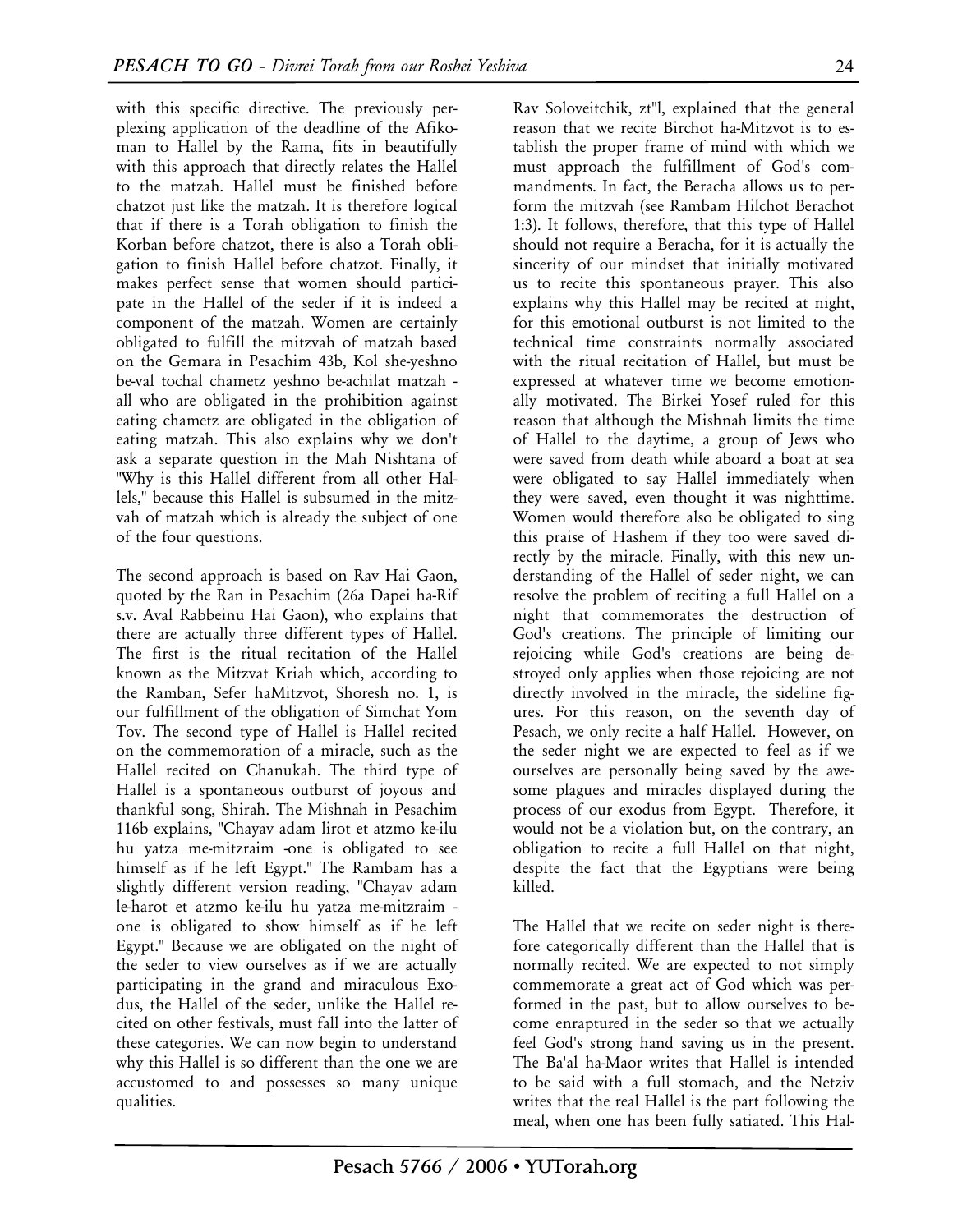with this specific directive. The previously perplexing application of the deadline of the Afikoman to Hallel by the Rama, fits in beautifully with this approach that directly relates the Hallel to the matzah. Hallel must be finished before chatzot just like the matzah. It is therefore logical that if there is a Torah obligation to finish the Korban before chatzot, there is also a Torah obligation to finish Hallel before chatzot. Finally, it makes perfect sense that women should participate in the Hallel of the seder if it is indeed a component of the matzah. Women are certainly obligated to fulfill the mitzvah of matzah based on the Gemara in Pesachim 43b, Kol she-yeshno be-val tochal chametz yeshno be-achilat matzah - all who are obligated in the prohibition against eating chametz are obligated in the obligation of eating matzah. This also explains why we don't ask a separate question in the Mah Nishtana of "Why is this Hallel different from all other Hallels," because this Hallel is subsumed in the mitzvah of matzah which is already the subject of one of the four questions.

The second approach is based on Rav Hai Gaon, quoted by the Ran in Pesachim (26a Dapei ha-Rif s.v. Aval Rabbeinu Hai Gaon), who explains that there are actually three different types of Hallel. The first is the ritual recitation of the Hallel known as the Mitzvat Kriah which, according to the Ramban, Sefer haMitzvot, Shoresh no. 1, is our fulfillment of the obligation of Simchat Yom Tov. The second type of Hallel is Hallel recited on the commemoration of a miracle, such as the Hallel recited on Chanukah. The third type of Hallel is a spontaneous outburst of joyous and thankful song, Shirah. The Mishnah in Pesachim 116b explains, "Chayav adam lirot et atzmo ke-ilu hu yatza me-mitzraim -one is obligated to see himself as if he left Egypt." The Rambam has a slightly different version reading, "Chayav adam le-harot et atzmo ke-ilu hu yatza me-mitzraim - one is obligated to show himself as if he left Egypt." Because we are obligated on the night of the seder to view ourselves as if we are actually participating in the grand and miraculous Exodus, the Hallel of the seder, unlike the Hallel recited on other festivals, must fall into the latter of these categories. We can now begin to understand why this Hallel is so different than the one we are accustomed to and possesses so many unique qualities.

Rav Soloveitchik, zt"l, explained that the general reason that we recite Birchot ha-Mitzvot is to establish the proper frame of mind with which we must approach the fulfillment of God's commandments. In fact, the Beracha allows us to perform the mitzvah (see Rambam Hilchot Berachot 1:3). It follows, therefore, that this type of Hallel should not require a Beracha, for it is actually the sincerity of our mindset that initially motivated us to recite this spontaneous prayer. This also explains why this Hallel may be recited at night, for this emotional outburst is not limited to the technical time constraints normally associated with the ritual recitation of Hallel, but must be expressed at whatever time we become emotionally motivated. The Birkei Yosef ruled for this reason that although the Mishnah limits the time of Hallel to the daytime, a group of Jews who were saved from death while aboard a boat at sea were obligated to say Hallel immediately when they were saved, even thought it was nighttime. Women would therefore also be obligated to sing this praise of Hashem if they too were saved directly by the miracle. Finally, with this new understanding of the Hallel of seder night, we can resolve the problem of reciting a full Hallel on a night that commemorates the destruction of God's creations. The principle of limiting our rejoicing while God's creations are being destroyed only applies when those rejoicing are not directly involved in the miracle, the sideline figures. For this reason, on the seventh day of Pesach, we only recite a half Hallel. However, on the seder night we are expected to feel as if we ourselves are personally being saved by the awesome plagues and miracles displayed during the process of our exodus from Egypt. Therefore, it would not be a violation but, on the contrary, an obligation to recite a full Hallel on that night, despite the fact that the Egyptians were being killed.

The Hallel that we recite on seder night is therefore categorically different than the Hallel that is normally recited. We are expected to not simply commemorate a great act of God which was performed in the past, but to allow ourselves to become enraptured in the seder so that we actually feel God's strong hand saving us in the present. The Ba'al ha-Maor writes that Hallel is intended to be said with a full stomach, and the Netziv writes that the real Hallel is the part following the meal, when one has been fully satiated. This Hal-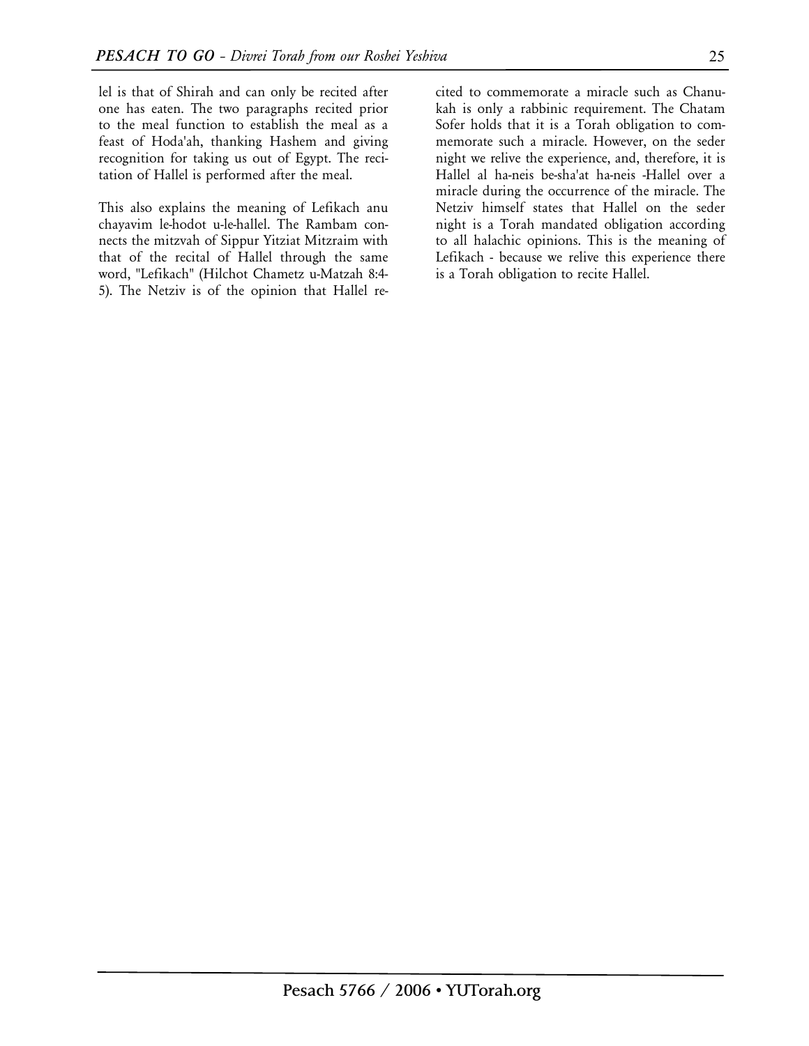lel is that of Shirah and can only be recited after one has eaten. The two paragraphs recited prior to the meal function to establish the meal as a feast of Hoda'ah, thanking Hashem and giving recognition for taking us out of Egypt. The recitation of Hallel is performed after the meal.

This also explains the meaning of Lefikach anu chayavim le-hodot u-le-hallel. The Rambam connects the mitzvah of Sippur Yitziat Mitzraim with that of the recital of Hallel through the same word, "Lefikach" (Hilchot Chametz u-Matzah 8:4-5). The Netziv is of the opinion that Hallel recited to commemorate a miracle such as Chanukah is only a rabbinic requirement. The Chatam Sofer holds that it is a Torah obligation to commemorate such a miracle. However, on the seder night we relive the experience, and, therefore, it is Hallel al ha-neis be-sha'at ha-neis -Hallel over a miracle during the occurrence of the miracle. The Netziv himself states that Hallel on the seder night is a Torah mandated obligation according to all halachic opinions. This is the meaning of Lefikach - because we relive this experience there is a Torah obligation to recite Hallel.